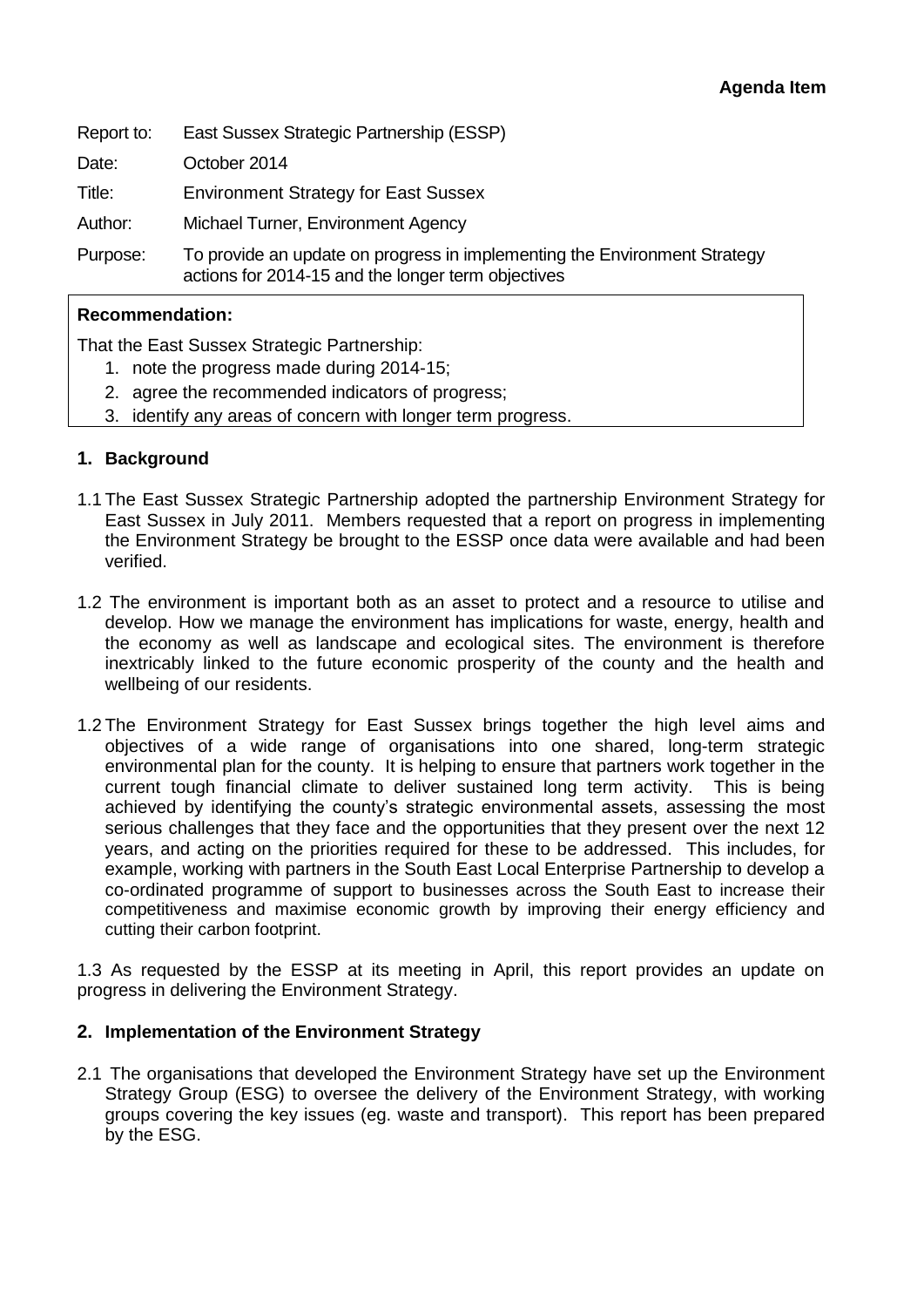**Agenda Item**

Report to: East Sussex Strategic Partnership (ESSP)

Date: October 2014

Title: Environment Strategy for East Sussex

Author: Michael Turner, Environment Agency

Purpose: To provide an update on progress in implementing the Environment Strategy actions for 2014-15 and the longer term objectives

**Recommendation:**

That the East Sussex Strategic Partnership:

1. note the progress made during 2014-15;
2. agree the recommended indicators of progress;
3. identify any areas of concern with longer term progress.

## 1. Background

1.1 The East Sussex Strategic Partnership adopted the partnership Environment Strategy for East Sussex in July 2011. Members requested that a report on progress in implementing the Environment Strategy be brought to the ESSP once data were available and had been verified.

1.2 The environment is important both as an asset to protect and a resource to utilise and develop. How we manage the environment has implications for waste, energy, health and the economy as well as landscape and ecological sites. The environment is therefore inextricably linked to the future economic prosperity of the county and the health and wellbeing of our residents.

1.2 The Environment Strategy for East Sussex brings together the high level aims and objectives of a wide range of organisations into one shared, long-term strategic environmental plan for the county. It is helping to ensure that partners work together in the current tough financial climate to deliver sustained long term activity. This is being achieved by identifying the county's strategic environmental assets, assessing the most serious challenges that they face and the opportunities that they present over the next 12 years, and acting on the priorities required for these to be addressed. This includes, for example, working with partners in the South East Local Enterprise Partnership to develop a co-ordinated programme of support to businesses across the South East to increase their competitiveness and maximise economic growth by improving their energy efficiency and cutting their carbon footprint.

1.3 As requested by the ESSP at its meeting in April, this report provides an update on progress in delivering the Environment Strategy.

## 2. Implementation of the Environment Strategy

2.1 The organisations that developed the Environment Strategy have set up the Environment Strategy Group (ESG) to oversee the delivery of the Environment Strategy, with working groups covering the key issues (eg. waste and transport). This report has been prepared by the ESG.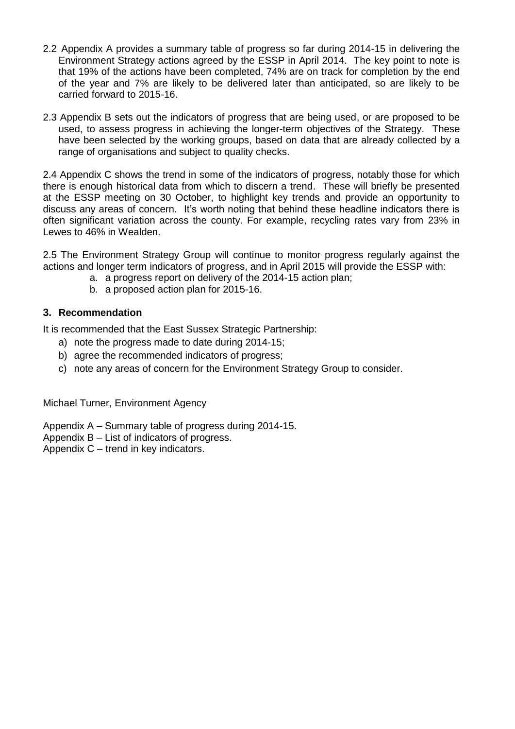2.2 Appendix A provides a summary table of progress so far during 2014-15 in delivering the Environment Strategy actions agreed by the ESSP in April 2014. The key point to note is that 19% of the actions have been completed, 74% are on track for completion by the end of the year and 7% are likely to be delivered later than anticipated, so are likely to be carried forward to 2015-16.

2.3 Appendix B sets out the indicators of progress that are being used, or are proposed to be used, to assess progress in achieving the longer-term objectives of the Strategy. These have been selected by the working groups, based on data that are already collected by a range of organisations and subject to quality checks.

2.4 Appendix C shows the trend in some of the indicators of progress, notably those for which there is enough historical data from which to discern a trend. These will briefly be presented at the ESSP meeting on 30 October, to highlight key trends and provide an opportunity to discuss any areas of concern. It's worth noting that behind these headline indicators there is often significant variation across the county. For example, recycling rates vary from 23% in Lewes to 46% in Wealden.

2.5 The Environment Strategy Group will continue to monitor progress regularly against the actions and longer term indicators of progress, and in April 2015 will provide the ESSP with:

a. a progress report on delivery of the 2014-15 action plan;
b. a proposed action plan for 2015-16.

## 3. Recommendation

It is recommended that the East Sussex Strategic Partnership:

a) note the progress made to date during 2014-15;
b) agree the recommended indicators of progress;
c) note any areas of concern for the Environment Strategy Group to consider.

Michael Turner, Environment Agency

Appendix A – Summary table of progress during 2014-15.
Appendix B – List of indicators of progress.
Appendix C – trend in key indicators.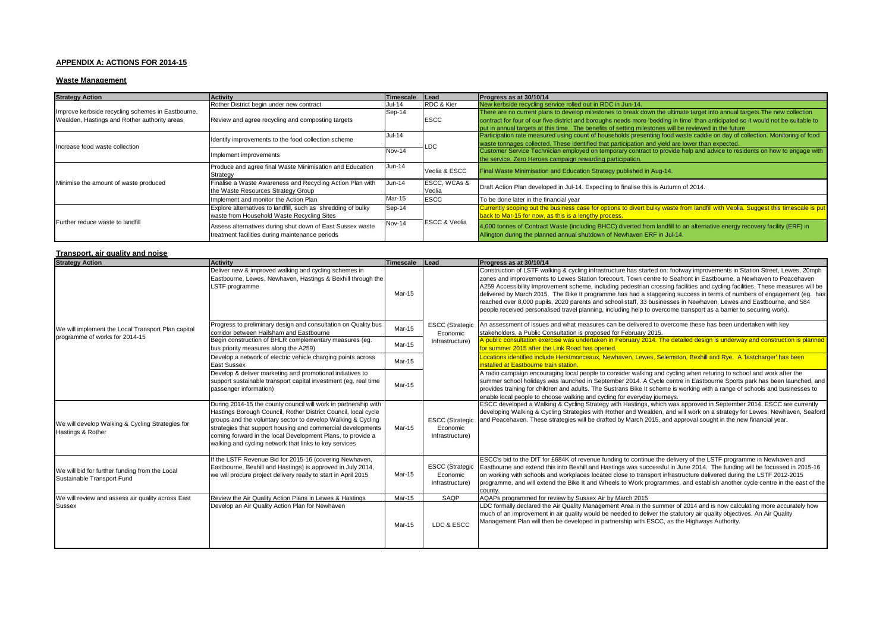## APPENDIX A: ACTIONS FOR 2014-15

### Waste Management

| Strategy Action | Activity | Timescale | Lead | Progress as at 30/10/14 |
|---|---|---|---|---|
| Improve kerbside recycling schemes in Eastbourne, Wealden, Hastings and Rother authority areas | Rother District begin under new contract | Jul-14 | RDC & Kier | New kerbside recycling service rolled out in RDC in Jun-14. |
| | Review and agree recycling and composting targets | Sep-14 | ESCC | There are no current plans to develop milestones to break down the ultimate target into annual targets.The new collection contract for four of our five district and boroughs needs more 'bedding in time' than anticipated so it would not be suitable to put in annual targets at this time. The benefits of setting milestones will be reviewed in the future |
| Increase food waste collection | Identify improvements to the food collection scheme | Jul-14 | LDC | Participation rate measured using count of households presenting food waste caddie on day of collection. Monitoring of food waste tonnages collected. These identified that participation and yield are lower than expected. |
| | Implement improvements | Nov-14 | | Customer Service Technician employed on temporary contract to provide help and advice to residents on how to engage with the service. Zero Heroes campaign rewarding participation. |
| Minimise the amount of waste produced | Produce and agree final Waste Minimisation and Education Strategy | Jun-14 | Veolia & ESCC | Final Waste Minimisation and Education Strategy published in Aug-14. |
| | Finalise a Waste Awareness and Recycling Action Plan with the Waste Resources Strategy Group | Jun-14 | ESCC, WCAs & Veolia | Draft Action Plan developed in Jul-14. Expecting to finalise this is Autumn of 2014. |
| | Implement and monitor the Action Plan | Mar-15 | ESCC | To be done later in the financial year |
| Further reduce waste to landfill | Explore alternatives to landfill, such as shredding of bulky waste from Household Waste Recycling Sites | Sep-14 | ESCC & Veolia | Currently scoping out the business case for options to divert bulky waste from landfill with Veolia. Suggest this timescale is put back to Mar-15 for now, as this is a lengthy process. |
| | Assess alternatives during shut down of East Sussex waste treatment facilities during maintenance periods | Nov-14 | | 4,000 tonnes of Contract Waste (including BHCC) diverted from landfill to an alternative energy recovery facility (ERF) in Allington during the planned annual shutdown of Newhaven ERF in Jul-14. |

### Transport, air quality and noise

| Strategy Action | Activity | Timescale | Lead | Progress as at 30/10/14 |
|---|---|---|---|---|
| We will implement the Local Transport Plan capital programme of works for 2014-15 | Deliver new & improved walking and cycling schemes in Eastbourne, Lewes, Newhaven, Hastings & Bexhill through the LSTF programme | Mar-15 | ESCC (Strategic Economic Infrastructure) | Construction of LSTF walking & cycling infrastructure has started on: footway improvements in Station Street, Lewes, 20mph zones and improvements to Lewes Station forecourt, Town centre to Seafront in Eastbourne, a Newhaven to Peacehaven A259 Accessibility Improvement scheme, including pedestrian crossing facilities and cycling facilities. These measures will be delivered by March 2015. The Bike It programme has had a staggering success in terms of numbers of engagement (eg. has reached over 8,000 pupils, 2020 parents and school staff, 33 businesses in Newhaven, Lewes and Eastbourne, and 584 people received personalised travel planning, including help to overcome transport as a barrier to securing work). |
| | Progress to preliminary design and consultation on Quality bus corridor between Hailsham and Eastbourne | Mar-15 | | An assessment of issues and what measures can be delivered to overcome these has been undertaken with key stakeholders, a Public Consultation is proposed for February 2015. |
| | Begin construction of BHLR complementary measures (eg. bus priority measures along the A259) | Mar-15 | | A public consultation exercise was undertaken in February 2014. The detailed design is underway and construction is planned for summer 2015 after the Link Road has opened. |
| | Develop a network of electric vehicle charging points across East Sussex | Mar-15 | | Locations identified include Herstmonceaux, Newhaven, Lewes, Selemston, Bexhill and Rye. A 'fastcharger' has been installed at Eastbourne train station. |
| | Develop & deliver marketing and promotional initiatives to support sustainable transport capital investment (eg. real time passenger information) | Mar-15 | | A radio campaign encouraging local people to consider walking and cycling when returing to school and work after the summer school holidays was launched in September 2014. A Cycle centre in Eastbourne Sports park has been launched, and provides training for children and adults. The Sustrans Bike It scheme is working with a range of schools and businesses to enable local people to choose walking and cycling for everyday journeys. |
| We will develop Walking & Cycling Strategies for Hastings & Rother | During 2014-15 the county council will work in partnership with Hastings Borough Council, Rother District Council, local cycle groups and the voluntary sector to develop Walking & Cycling strategies that support housing and commercial developments coming forward in the local Development Plans, to provide a walking and cycling network that links to key services | Mar-15 | ESCC (Strategic Economic Infrastructure) | ESCC developed a Walking & Cycling Strategy with Hastings, which was approved in September 2014. ESCC are currently developing Walking & Cycling Strategies with Rother and Wealden, and will work on a strategy for Lewes, Newhaven, Seaford and Peacehaven. These strategies will be drafted by March 2015, and approval sought in the new financial year. |
| We will bid for further funding from the Local Sustainable Transport Fund | If the LSTF Revenue Bid for 2015-16 (covering Newhaven, Eastbourne, Bexhill and Hastings) is approved in July 2014, we will procure project delivery ready to start in April 2015 | Mar-15 | ESCC (Strategic Economic Infrastructure) | ESCC's bid to the DfT for £684K of revenue funding to continue the delivery of the LSTF programme in Newhaven and Eastbourne and extend this into Bexhill and Hastings was successful in June 2014. The funding will be focussed in 2015-16 on working with schools and workplaces located close to transport infrastructure delivered during the LSTF 2012-2015 programme, and will extend the Bike It and Wheels to Work programmes, and establish another cycle centre in the east of the county. |
| We will review and assess air quality across East Sussex | Review the Air Quality Action Plans in Lewes & Hastings | Mar-15 | SAQP | AQAPs programmed for review by Sussex Air by March 2015 |
| | Develop an Air Quality Action Plan for Newhaven | Mar-15 | LDC & ESCC | LDC formally declared the Air Quality Management Area in the summer of 2014 and is now calculating more accurately how much of an improvement in air quality would be needed to deliver the statutory air quality objectives. An Air Quality Management Plan will then be developed in partnership with ESCC, as the Highways Authority. |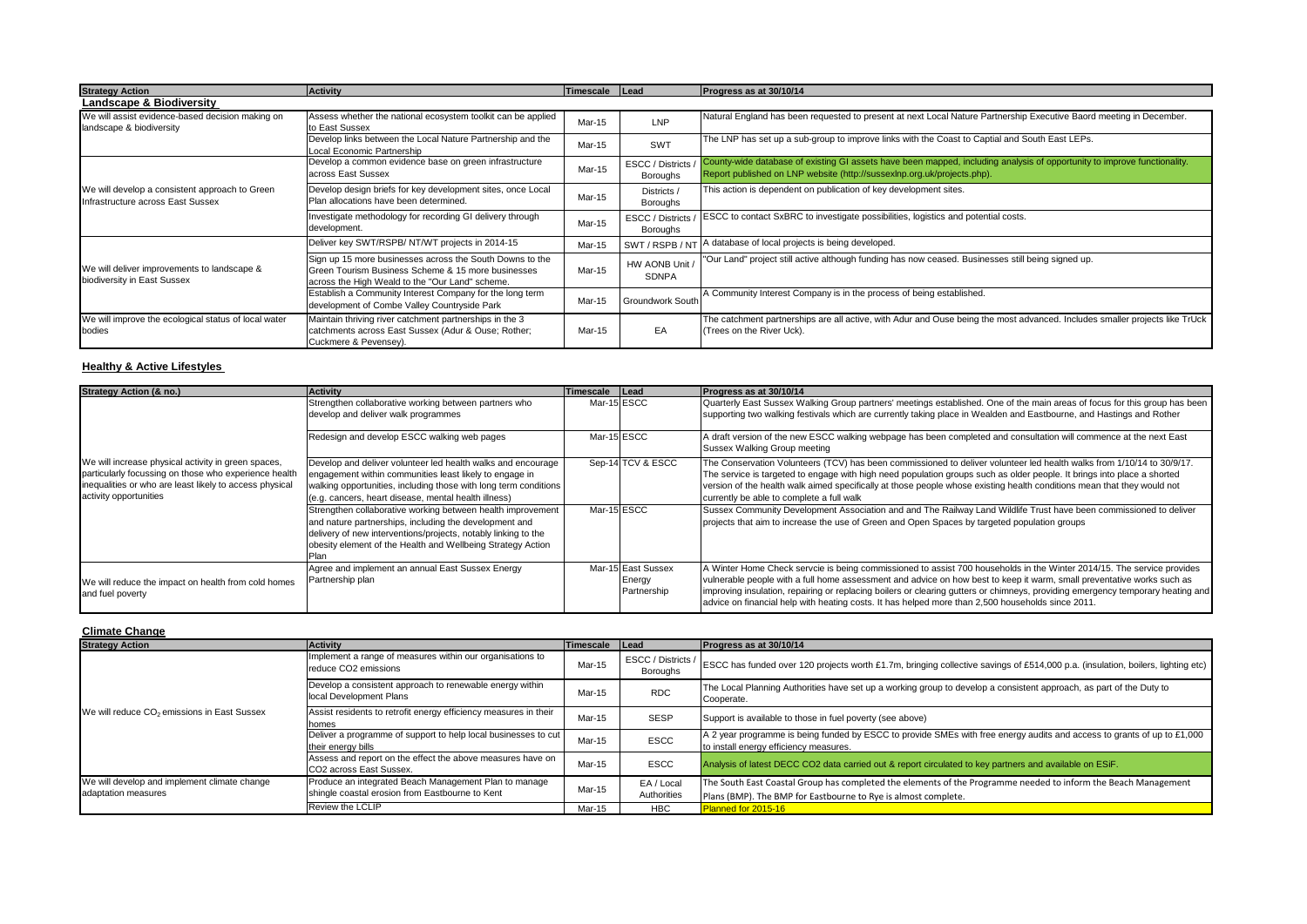| Strategy Action | Activity | Timescale | Lead | Progress as at 30/10/14 |
|---|---|---|---|---|
| **Landscape & Biodiversity** | | | | |
| We will assist evidence-based decision making on landscape & biodiversity | Assess whether the national ecosystem toolkit can be applied to East Sussex | Mar-15 | LNP | Natural England has been requested to present at next Local Nature Partnership Executive Baord meeting in December. |
| | Develop links between the Local Nature Partnership and the Local Economic Partnership | Mar-15 | SWT | The LNP has set up a sub-group to improve links with the Coast to Captial and South East LEPs. |
| We will develop a consistent approach to Green Infrastructure across East Sussex | Develop a common evidence base on green infrastructure across East Sussex | Mar-15 | ESCC / Districts / Boroughs | County-wide database of existing GI assets have been mapped, including analysis of opportunity to improve functionality. Report published on LNP website (http://sussexlnp.org.uk/projects.php). |
| | Develop design briefs for key development sites, once Local Plan allocations have been determined. | Mar-15 | Districts / Boroughs | This action is dependent on publication of key development sites. |
| | Investigate methodology for recording GI delivery through development. | Mar-15 | ESCC / Districts / Boroughs | ESCC to contact SxBRC to investigate possibilities, logistics and potential costs. |
| We will deliver improvements to landscape & biodiversity in East Sussex | Deliver key SWT/RSPB/ NT/WT projects in 2014-15 | Mar-15 | SWT / RSPB / NT | A database of local projects is being developed. |
| | Sign up 15 more businesses across the South Downs to the Green Tourism Business Scheme & 15 more businesses across the High Weald to the "Our Land" scheme. | Mar-15 | HW AONB Unit / SDNPA | "Our Land" project still active although funding has now ceased. Businesses still being signed up. |
| | Establish a Community Interest Company for the long term development of Combe Valley Countryside Park | Mar-15 | Groundwork South | A Community Interest Company is in the process of being established. |
| We will improve the ecological status of local water bodies | Maintain thriving river catchment partnerships in the 3 catchments across East Sussex (Adur & Ouse; Rother; Cuckmere & Pevensey). | Mar-15 | EA | The catchment partnerships are all active, with Adur and Ouse being the most advanced. Includes smaller projects like TrUck (Trees on the River Uck). |

## Healthy & Active Lifestyles

| Strategy Action (& no.) | Activity | Timescale | Lead | Progress as at 30/10/14 |
|---|---|---|---|---|
| We will increase physical activity in green spaces, particularly focussing on those who experience health inequalities or who are least likely to access physical activity opportunities | Strengthen collaborative working between partners who develop and deliver walk programmes | Mar-15 | ESCC | Quarterly East Sussex Walking Group partners' meetings established. One of the main areas of focus for this group has been supporting two walking festivals which are currently taking place in Wealden and Eastbourne, and Hastings and Rother |
| | Redesign and develop ESCC walking web pages | Mar-15 | ESCC | A draft version of the new ESCC walking webpage has been completed and consultation will commence at the next East Sussex Walking Group meeting |
| | Develop and deliver volunteer led health walks and encourage engagement within communities least likely to engage in walking opportunities, including those with long term conditions (e.g. cancers, heart disease, mental health illness) | Sep-14 | TCV & ESCC | The Conservation Volunteers (TCV) has been commissioned to deliver volunteer led health walks from 1/10/14 to 30/9/17. The service is targeted to engage with high need population groups such as older people. It brings into place a shorted version of the health walk aimed specifically at those people whose existing health conditions mean that they would not currently be able to complete a full walk |
| | Strengthen collaborative working between health improvement and nature partnerships, including the development and delivery of new interventions/projects, notably linking to the obesity element of the Health and Wellbeing Strategy Action Plan | Mar-15 | ESCC | Sussex Community Development Association and and The Railway Land Wildlife Trust have been commissioned to deliver projects that aim to increase the use of Green and Open Spaces by targeted population groups |
| We will reduce the impact on health from cold homes and fuel poverty | Agree and implement an annual East Sussex Energy Partnership plan | Mar-15 | East Sussex Energy Partnership | A Winter Home Check servcie is being commissioned to assist 700 households in the Winter 2014/15. The service provides vulnerable people with a full home assessment and advice on how best to keep it warm, small preventative works such as improving insulation, repairing or replacing boilers or clearing gutters or chimneys, providing emergency temporary heating and advice on financial help with heating costs. It has helped more than 2,500 households since 2011. |

## Climate Change

| Strategy Action | Activity | Timescale | Lead | Progress as at 30/10/14 |
|---|---|---|---|---|
| We will reduce $CO_2$ emissions in East Sussex | Implement a range of measures within our organisations to reduce CO2 emissions | Mar-15 | ESCC / Districts / Boroughs | ESCC has funded over 120 projects worth £1.7m, bringing collective savings of £514,000 p.a. (insulation, boilers, lighting etc) |
| | Develop a consistent approach to renewable energy within local Development Plans | Mar-15 | RDC | The Local Planning Authorities have set up a working group to develop a consistent approach, as part of the Duty to Cooperate. |
| | Assist residents to retrofit energy efficiency measures in their homes | Mar-15 | SESP | Support is available to those in fuel poverty (see above) |
| | Deliver a programme of support to help local businesses to cut their energy bills | Mar-15 | ESCC | A 2 year programme is being funded by ESCC to provide SMEs with free energy audits and access to grants of up to £1,000 to install energy efficiency measures. |
| | Assess and report on the effect the above measures have on CO2 across East Sussex. | Mar-15 | ESCC | Analysis of latest DECC CO2 data carried out & report circulated to key partners and available on ESiF. |
| We will develop and implement climate change adaptation measures | Produce an integrated Beach Management Plan to manage shingle coastal erosion from Eastbourne to Kent | Mar-15 | EA / Local Authorities | The South East Coastal Group has completed the elements of the Programme needed to inform the Beach Management Plans (BMP). The BMP for Eastbourne to Rye is almost complete. |
| | Review the LCLIP | Mar-15 | HBC | Planned for 2015-16 |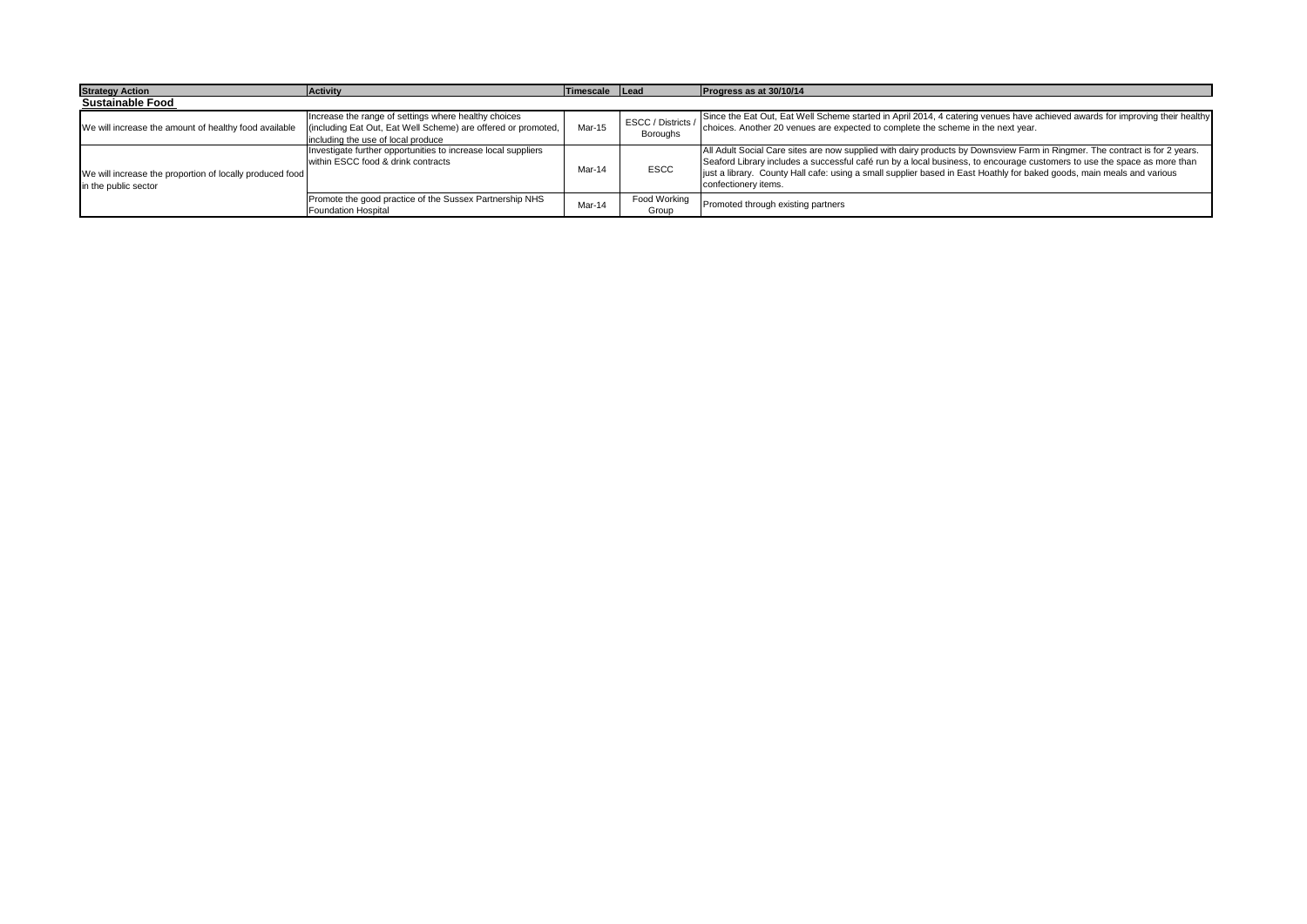| Strategy Action | Activity | Timescale | Lead | Progress as at 30/10/14 |
|---|---|---|---|---|
| **Sustainable Food** | | | | |
| We will increase the amount of healthy food available | Increase the range of settings where healthy choices (including Eat Out, Eat Well Scheme) are offered or promoted, including the use of local produce | Mar-15 | ESCC / Districts / Boroughs | Since the Eat Out, Eat Well Scheme started in April 2014, 4 catering venues have achieved awards for improving their healthy choices. Another 20 venues are expected to complete the scheme in the next year. |
| We will increase the proportion of locally produced food in the public sector | Investigate further opportunities to increase local suppliers within ESCC food & drink contracts | Mar-14 | ESCC | All Adult Social Care sites are now supplied with dairy products by Downsview Farm in Ringmer. The contract is for 2 years. Seaford Library includes a successful café run by a local business, to encourage customers to use the space as more than just a library. County Hall cafe: using a small supplier based in East Hoathly for baked goods, main meals and various confectionery items. |
| | Promote the good practice of the Sussex Partnership NHS Foundation Hospital | Mar-14 | Food Working Group | Promoted through existing partners |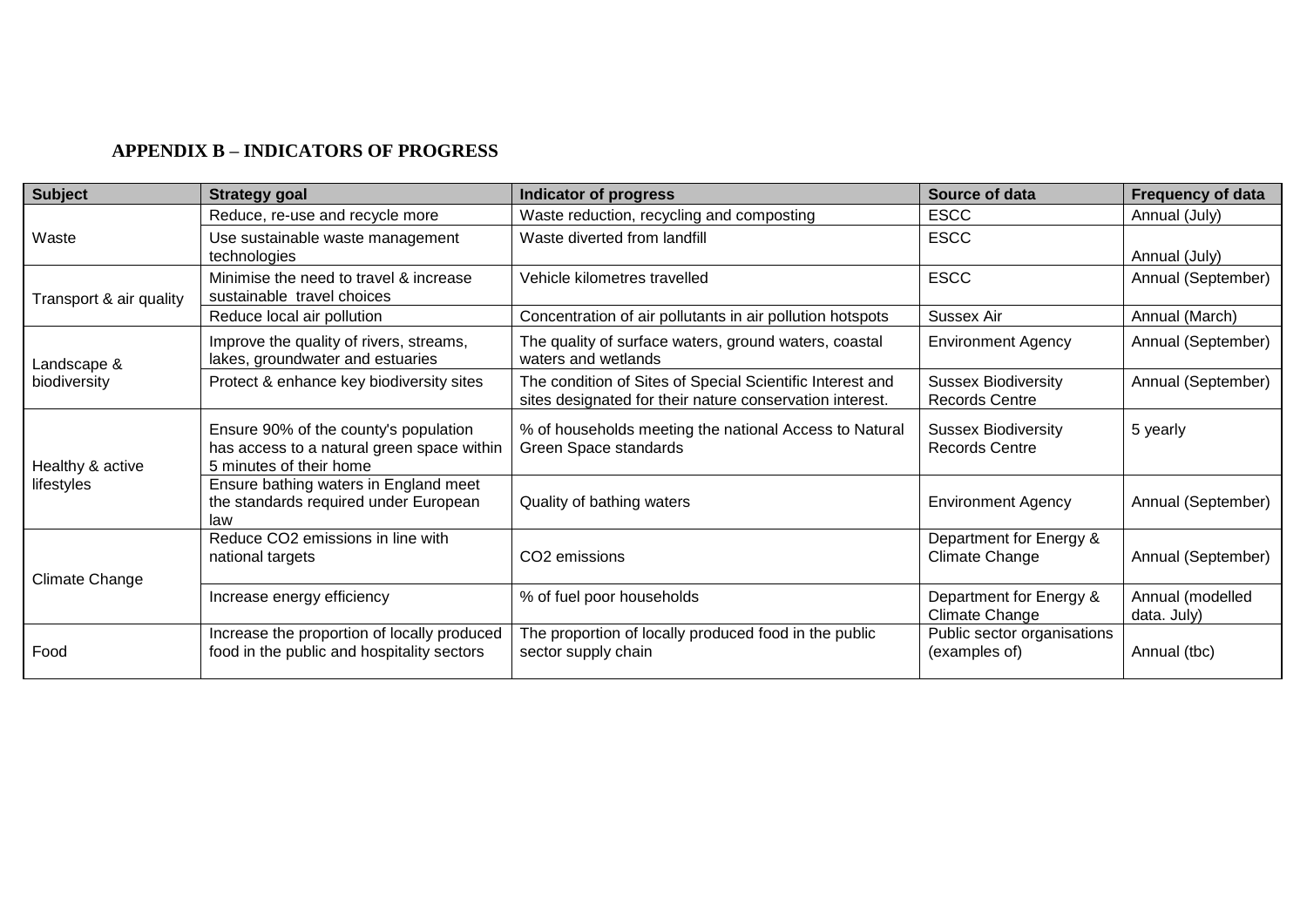## APPENDIX B – INDICATORS OF PROGRESS

| Subject | Strategy goal | Indicator of progress | Source of data | Frequency of data |
|---|---|---|---|---|
| Waste | Reduce, re-use and recycle more | Waste reduction, recycling and composting | ESCC | Annual (July) |
| | Use sustainable waste management technologies | Waste diverted from landfill | ESCC | Annual (July) |
| Transport & air quality | Minimise the need to travel & increase sustainable travel choices | Vehicle kilometres travelled | ESCC | Annual (September) |
| | Reduce local air pollution | Concentration of air pollutants in air pollution hotspots | Sussex Air | Annual (March) |
| Landscape & biodiversity | Improve the quality of rivers, streams, lakes, groundwater and estuaries | The quality of surface waters, ground waters, coastal waters and wetlands | Environment Agency | Annual (September) |
| | Protect & enhance key biodiversity sites | The condition of Sites of Special Scientific Interest and sites designated for their nature conservation interest. | Sussex Biodiversity Records Centre | Annual (September) |
| Healthy & active lifestyles | Ensure 90% of the county's population has access to a natural green space within 5 minutes of their home | % of households meeting the national Access to Natural Green Space standards | Sussex Biodiversity Records Centre | 5 yearly |
| | Ensure bathing waters in England meet the standards required under European law | Quality of bathing waters | Environment Agency | Annual (September) |
| Climate Change | Reduce $CO_2$ emissions in line with national targets | $CO_2$ emissions | Department for Energy & Climate Change | Annual (September) |
| | Increase energy efficiency | % of fuel poor households | Department for Energy & Climate Change | Annual (modelled data. July) |
| Food | Increase the proportion of locally produced food in the public and hospitality sectors | The proportion of locally produced food in the public sector supply chain | Public sector organisations (examples of) | Annual (tbc) |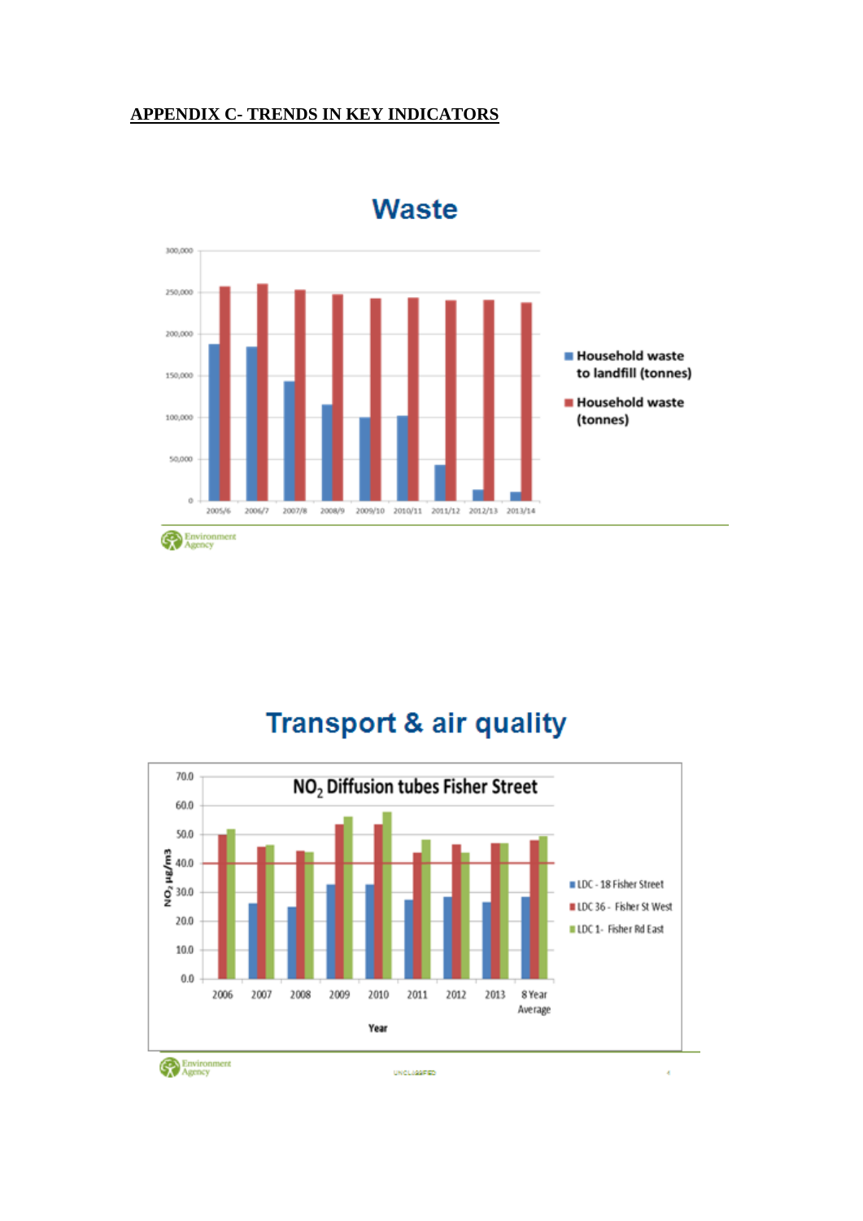## APPENDIX C- TRENDS IN KEY INDICATORS

### Waste

300,000
250,000
200,000
150,000
100,000
50,000
0

2005/6 2006/7 2007/8 2008/9 2009/10 2010/11 2011/12 2012/13 2013/14

- Household waste to landfill (tonnes)
- Household waste (tonnes)

Environment Agency

### Transport & air quality

**$NO_2$ Diffusion tubes Fisher Street**

$NO_2$ µg/m3

70.0
60.0
50.0
40.0
30.0
20.0
10.0
0.0

2006 2007 2008 2009 2010 2011 2012 2013 8 Year Average

Year

- LDC - 18 Fisher Street
- LDC 36 - Fisher St West
- LDC 1- Fisher Rd East

Environment Agency

UNCLASSIFIED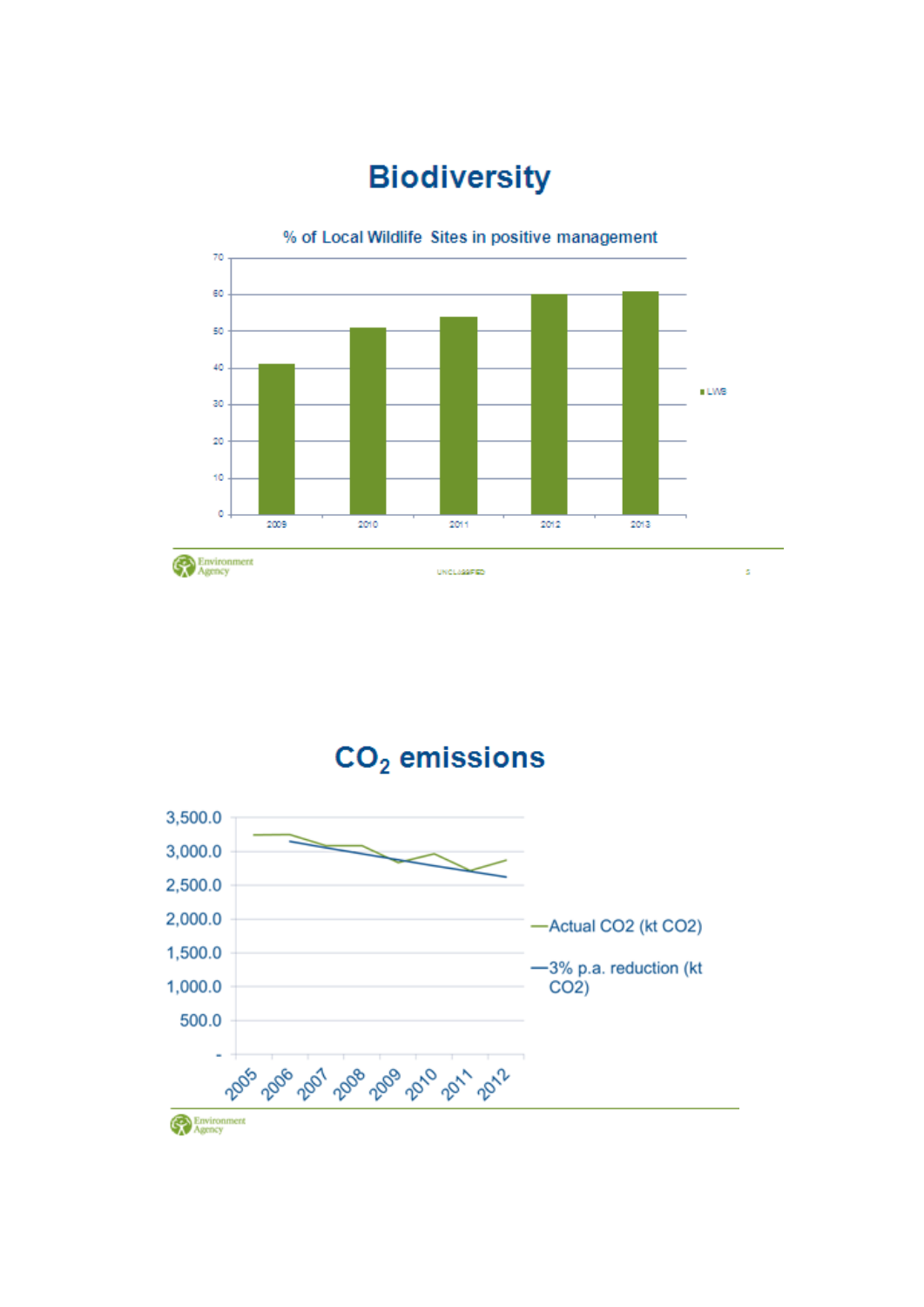# Biodiversity

% of Local Wildlife Sites in positive management

70
60
50
40
30
20
10
0

2009
2010
2011
2012
2013

LWS

UNCLASSIFIED

# $CO_2$ emissions

3,500.0
3,000.0
2,500.0
2,000.0
1,500.0
1,000.0
500.0
-

2005
2006
2007
2008
2009
2010
2011
2012

Actual CO2 (kt CO2)

3% p.a. reduction (kt CO2)